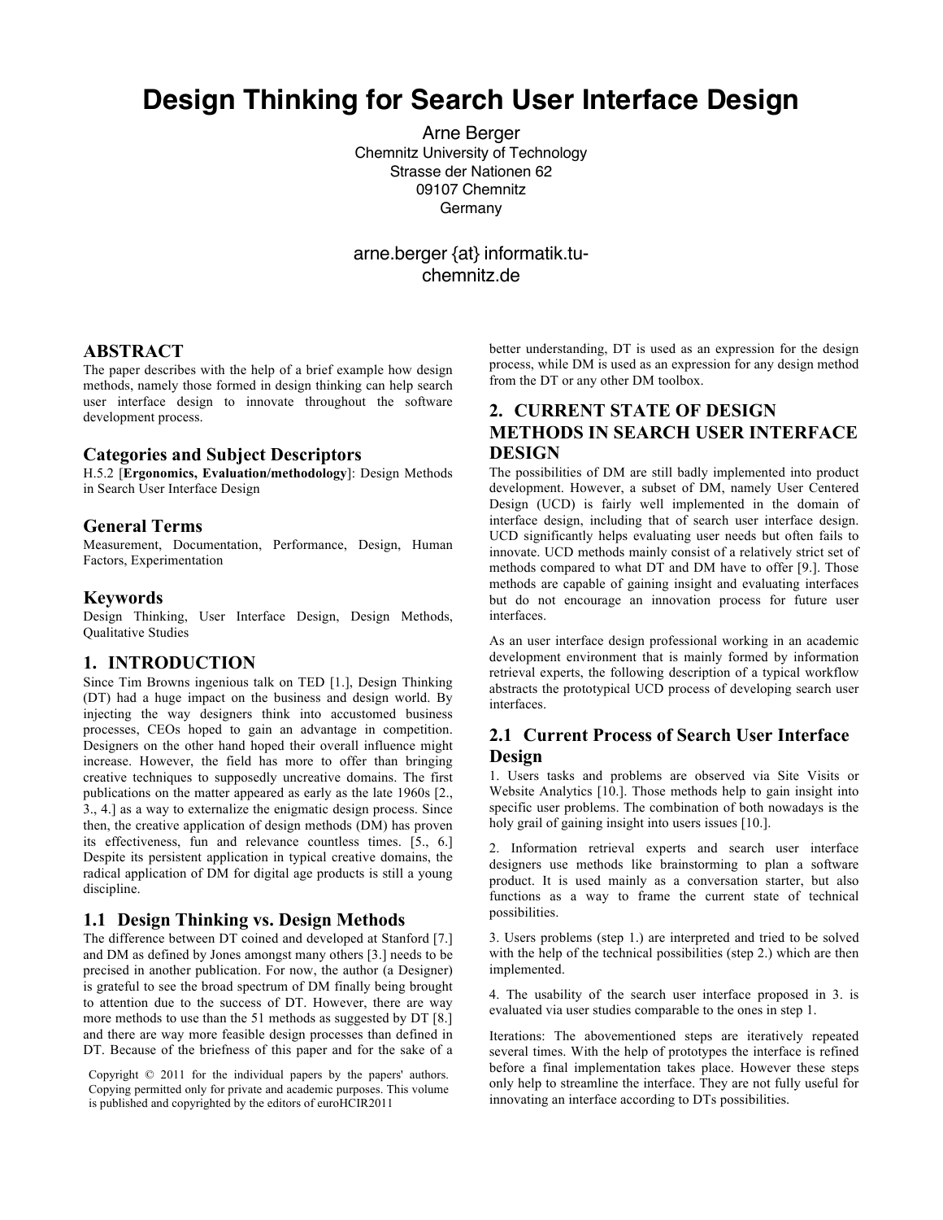# Design Thinking for Search User Interface Design

Arne Berger
Chemnitz University of Technology
Strasse der Nationen 62
09107 Chemnitz
Germany

arne.berger {at} informatik.tu-chemnitz.de

## ABSTRACT

The paper describes with the help of a brief example how design methods, namely those formed in design thinking can help search user interface design to innovate throughout the software development process.

### Categories and Subject Descriptors

H.5.2 [**Ergonomics, Evaluation/methodology**]: Design Methods in Search User Interface Design

### General Terms

Measurement, Documentation, Performance, Design, Human Factors, Experimentation

### Keywords

Design Thinking, User Interface Design, Design Methods, Qualitative Studies

## 1. INTRODUCTION

Since Tim Browns ingenious talk on TED [1.], Design Thinking (DT) had a huge impact on the business and design world. By injecting the way designers think into accustomed business processes, CEOs hoped to gain an advantage in competition. Designers on the other hand hoped their overall influence might increase. However, the field has more to offer than bringing creative techniques to supposedly uncreative domains. The first publications on the matter appeared as early as the late 1960s [2., 3., 4.] as a way to externalize the enigmatic design process. Since then, the creative application of design methods (DM) has proven its effectiveness, fun and relevance countless times. [5., 6.] Despite its persistent application in typical creative domains, the radical application of DM for digital age products is still a young discipline.

### 1.1 Design Thinking vs. Design Methods

The difference between DT coined and developed at Stanford [7.] and DM as defined by Jones amongst many others [3.] needs to be precised in another publication. For now, the author (a Designer) is grateful to see the broad spectrum of DM finally being brought to attention due to the success of DT. However, there are way more methods to use than the 51 methods as suggested by DT [8.] and there are way more feasible design processes than defined in DT. Because of the briefness of this paper and for the sake of a better understanding, DT is used as an expression for the design process, while DM is used as an expression for any design method from the DT or any other DM toolbox.

Copyright © 2011 for the individual papers by the papers' authors. Copying permitted only for private and academic purposes. This volume is published and copyrighted by the editors of euroHCIR2011

## 2. CURRENT STATE OF DESIGN METHODS IN SEARCH USER INTERFACE DESIGN

The possibilities of DM are still badly implemented into product development. However, a subset of DM, namely User Centered Design (UCD) is fairly well implemented in the domain of interface design, including that of search user interface design. UCD significantly helps evaluating user needs but often fails to innovate. UCD methods mainly consist of a relatively strict set of methods compared to what DT and DM have to offer [9.]. Those methods are capable of gaining insight and evaluating interfaces but do not encourage an innovation process for future user interfaces.

As an user interface design professional working in an academic development environment that is mainly formed by information retrieval experts, the following description of a typical workflow abstracts the prototypical UCD process of developing search user interfaces.

### 2.1 Current Process of Search User Interface Design

1. Users tasks and problems are observed via Site Visits or Website Analytics [10.]. Those methods help to gain insight into specific user problems. The combination of both nowadays is the holy grail of gaining insight into users issues [10.].

2. Information retrieval experts and search user interface designers use methods like brainstorming to plan a software product. It is used mainly as a conversation starter, but also functions as a way to frame the current state of technical possibilities.

3. Users problems (step 1.) are interpreted and tried to be solved with the help of the technical possibilities (step 2.) which are then implemented.

4. The usability of the search user interface proposed in 3. is evaluated via user studies comparable to the ones in step 1.

Iterations: The abovementioned steps are iteratively repeated several times. With the help of prototypes the interface is refined before a final implementation takes place. However these steps only help to streamline the interface. They are not fully useful for innovating an interface according to DTs possibilities.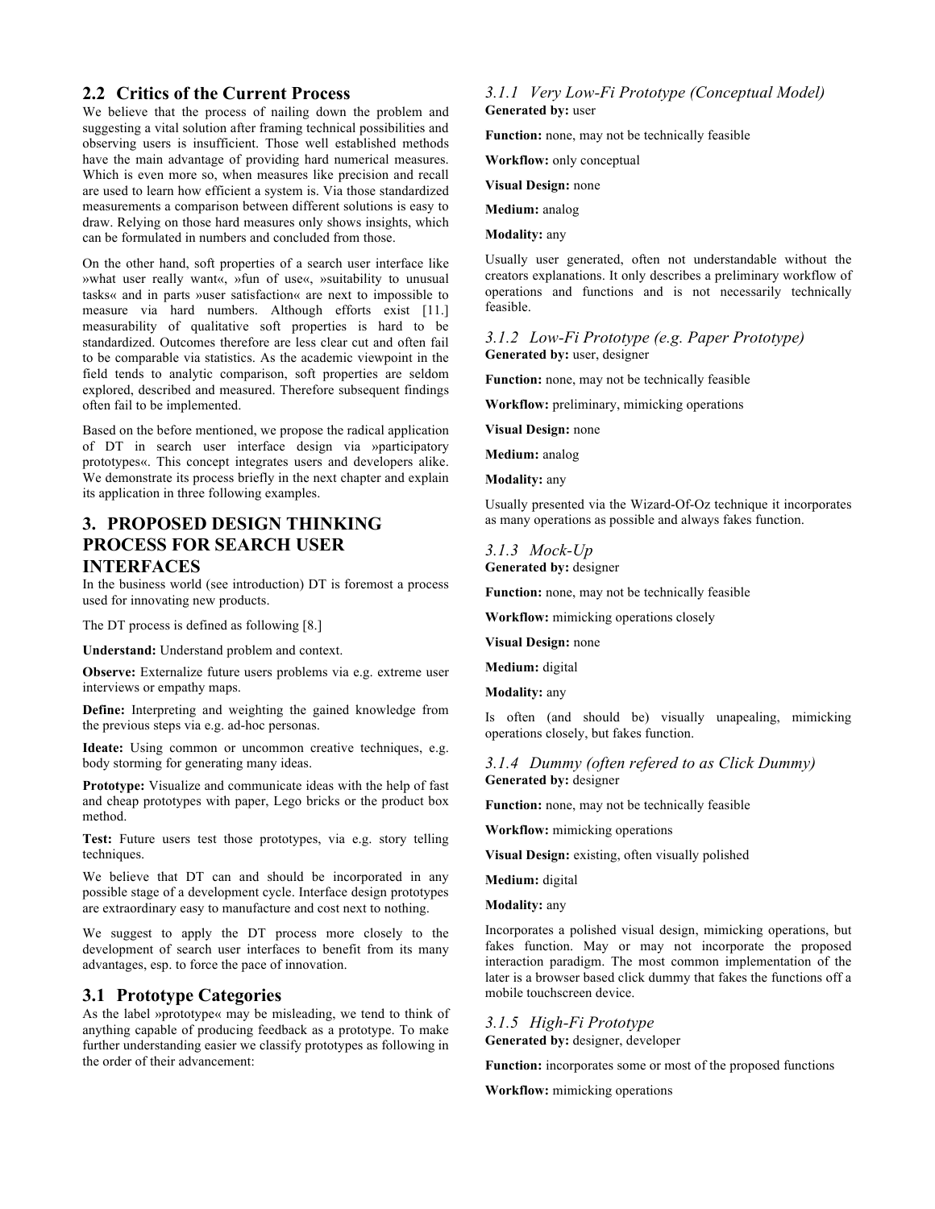## 2.2 Critics of the Current Process

We believe that the process of nailing down the problem and suggesting a vital solution after framing technical possibilities and observing users is insufficient. Those well established methods have the main advantage of providing hard numerical measures. Which is even more so, when measures like precision and recall are used to learn how efficient a system is. Via those standardized measurements a comparison between different solutions is easy to draw. Relying on those hard measures only shows insights, which can be formulated in numbers and concluded from those.

On the other hand, soft properties of a search user interface like »what user really want«, »fun of use«, »suitability to unusual tasks« and in parts »user satisfaction« are next to impossible to measure via hard numbers. Although efforts exist [11.] measurability of qualitative soft properties is hard to be standardized. Outcomes therefore are less clear cut and often fail to be comparable via statistics. As the academic viewpoint in the field tends to analytic comparison, soft properties are seldom explored, described and measured. Therefore subsequent findings often fail to be implemented.

Based on the before mentioned, we propose the radical application of DT in search user interface design via »participatory prototypes«. This concept integrates users and developers alike. We demonstrate its process briefly in the next chapter and explain its application in three following examples.

# 3. PROPOSED DESIGN THINKING PROCESS FOR SEARCH USER INTERFACES

In the business world (see introduction) DT is foremost a process used for innovating new products.

The DT process is defined as following [8.]

**Understand:** Understand problem and context.

**Observe:** Externalize future users problems via e.g. extreme user interviews or empathy maps.

**Define:** Interpreting and weighting the gained knowledge from the previous steps via e.g. ad-hoc personas.

**Ideate:** Using common or uncommon creative techniques, e.g. body storming for generating many ideas.

**Prototype:** Visualize and communicate ideas with the help of fast and cheap prototypes with paper, Lego bricks or the product box method.

**Test:** Future users test those prototypes, via e.g. story telling techniques.

We believe that DT can and should be incorporated in any possible stage of a development cycle. Interface design prototypes are extraordinary easy to manufacture and cost next to nothing.

We suggest to apply the DT process more closely to the development of search user interfaces to benefit from its many advantages, esp. to force the pace of innovation.

## 3.1 Prototype Categories

As the label »prototype« may be misleading, we tend to think of anything capable of producing feedback as a prototype. To make further understanding easier we classify prototypes as following in the order of their advancement:

### *3.1.1 Very Low-Fi Prototype (Conceptual Model)*

**Generated by:** user

**Function:** none, may not be technically feasible

**Workflow:** only conceptual

**Visual Design:** none

**Medium:** analog

**Modality:** any

Usually user generated, often not understandable without the creators explanations. It only describes a preliminary workflow of operations and functions and is not necessarily technically feasible.

### *3.1.2 Low-Fi Prototype (e.g. Paper Prototype)*

**Generated by:** user, designer

**Function:** none, may not be technically feasible

**Workflow:** preliminary, mimicking operations

**Visual Design:** none

**Medium:** analog

**Modality:** any

Usually presented via the Wizard-Of-Oz technique it incorporates as many operations as possible and always fakes function.

### *3.1.3 Mock-Up*

**Generated by:** designer

**Function:** none, may not be technically feasible

**Workflow:** mimicking operations closely

**Visual Design:** none

**Medium:** digital

**Modality:** any

Is often (and should be) visually unapealing, mimicking operations closely, but fakes function.

### *3.1.4 Dummy (often refered to as Click Dummy)*

**Generated by:** designer

**Function:** none, may not be technically feasible

**Workflow:** mimicking operations

**Visual Design:** existing, often visually polished

**Medium:** digital

**Modality:** any

Incorporates a polished visual design, mimicking operations, but fakes function. May or may not incorporate the proposed interaction paradigm. The most common implementation of the later is a browser based click dummy that fakes the functions off a mobile touchscreen device.

### *3.1.5 High-Fi Prototype*

**Generated by:** designer, developer

**Function:** incorporates some or most of the proposed functions

**Workflow:** mimicking operations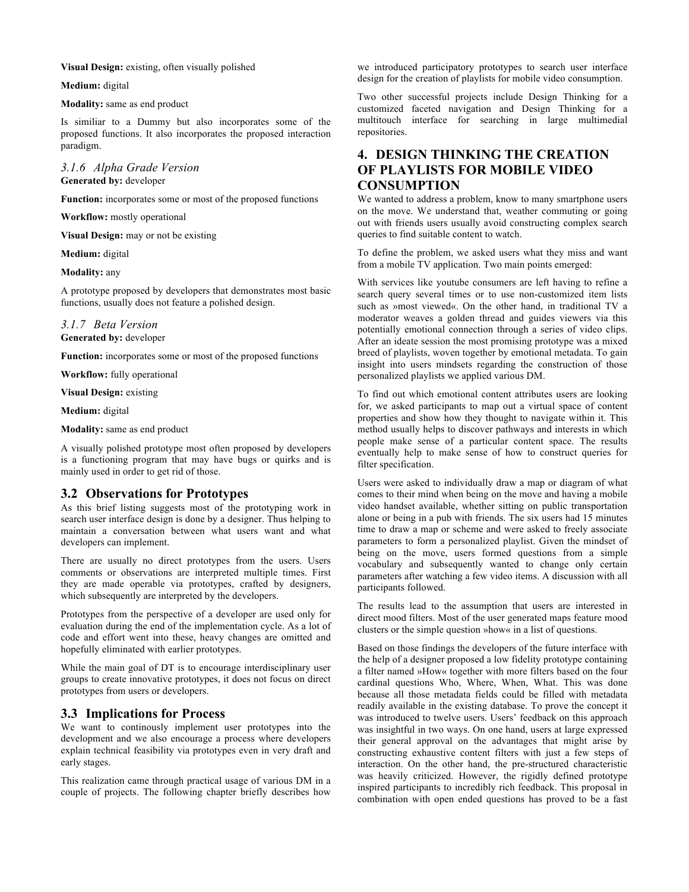**Visual Design:** existing, often visually polished

**Medium:** digital

**Modality:** same as end product

Is similiar to a Dummy but also incorporates some of the proposed functions. It also incorporates the proposed interaction paradigm.

### *3.1.6 Alpha Grade Version*

**Generated by:** developer

**Function:** incorporates some or most of the proposed functions

**Workflow:** mostly operational

**Visual Design:** may or not be existing

**Medium:** digital

**Modality:** any

A prototype proposed by developers that demonstrates most basic functions, usually does not feature a polished design.

### *3.1.7 Beta Version*

**Generated by:** developer

**Function:** incorporates some or most of the proposed functions

**Workflow:** fully operational

**Visual Design:** existing

**Medium:** digital

**Modality:** same as end product

A visually polished prototype most often proposed by developers is a functioning program that may have bugs or quirks and is mainly used in order to get rid of those.

## 3.2 Observations for Prototypes

As this brief listing suggests most of the prototyping work in search user interface design is done by a designer. Thus helping to maintain a conversation between what users want and what developers can implement.

There are usually no direct prototypes from the users. Users comments or observations are interpreted multiple times. First they are made operable via prototypes, crafted by designers, which subsequently are interpreted by the developers.

Prototypes from the perspective of a developer are used only for evaluation during the end of the implementation cycle. As a lot of code and effort went into these, heavy changes are omitted and hopefully eliminated with earlier prototypes.

While the main goal of DT is to encourage interdisciplinary user groups to create innovative prototypes, it does not focus on direct prototypes from users or developers.

## 3.3 Implications for Process

We want to continously implement user prototypes into the development and we also encourage a process where developers explain technical feasibility via prototypes even in very draft and early stages.

This realization came through practical usage of various DM in a couple of projects. The following chapter briefly describes how we introduced participatory prototypes to search user interface design for the creation of playlists for mobile video consumption.

Two other successful projects include Design Thinking for a customized faceted navigation and Design Thinking for a multitouch interface for searching in large multimedial repositories.

# 4. DESIGN THINKING THE CREATION OF PLAYLISTS FOR MOBILE VIDEO CONSUMPTION

We wanted to address a problem, know to many smartphone users on the move. We understand that, weather commuting or going out with friends users usually avoid constructing complex search queries to find suitable content to watch.

To define the problem, we asked users what they miss and want from a mobile TV application. Two main points emerged:

With services like youtube consumers are left having to refine a search query several times or to use non-customized item lists such as »most viewed«. On the other hand, in traditional TV a moderator weaves a golden thread and guides viewers via this potentially emotional connection through a series of video clips. After an ideate session the most promising prototype was a mixed breed of playlists, woven together by emotional metadata. To gain insight into users mindsets regarding the construction of those personalized playlists we applied various DM.

To find out which emotional content attributes users are looking for, we asked participants to map out a virtual space of content properties and show how they thought to navigate within it. This method usually helps to discover pathways and interests in which people make sense of a particular content space. The results eventually help to make sense of how to construct queries for filter specification.

Users were asked to individually draw a map or diagram of what comes to their mind when being on the move and having a mobile video handset available, whether sitting on public transportation alone or being in a pub with friends. The six users had 15 minutes time to draw a map or scheme and were asked to freely associate parameters to form a personalized playlist. Given the mindset of being on the move, users formed questions from a simple vocabulary and subsequently wanted to change only certain parameters after watching a few video items. A discussion with all participants followed.

The results lead to the assumption that users are interested in direct mood filters. Most of the user generated maps feature mood clusters or the simple question »how« in a list of questions.

Based on those findings the developers of the future interface with the help of a designer proposed a low fidelity prototype containing a filter named »How« together with more filters based on the four cardinal questions Who, Where, When, What. This was done because all those metadata fields could be filled with metadata readily available in the existing database. To prove the concept it was introduced to twelve users. Users' feedback on this approach was insightful in two ways. On one hand, users at large expressed their general approval on the advantages that might arise by constructing exhaustive content filters with just a few steps of interaction. On the other hand, the pre-structured characteristic was heavily criticized. However, the rigidly defined prototype inspired participants to incredibly rich feedback. This proposal in combination with open ended questions has proved to be a fast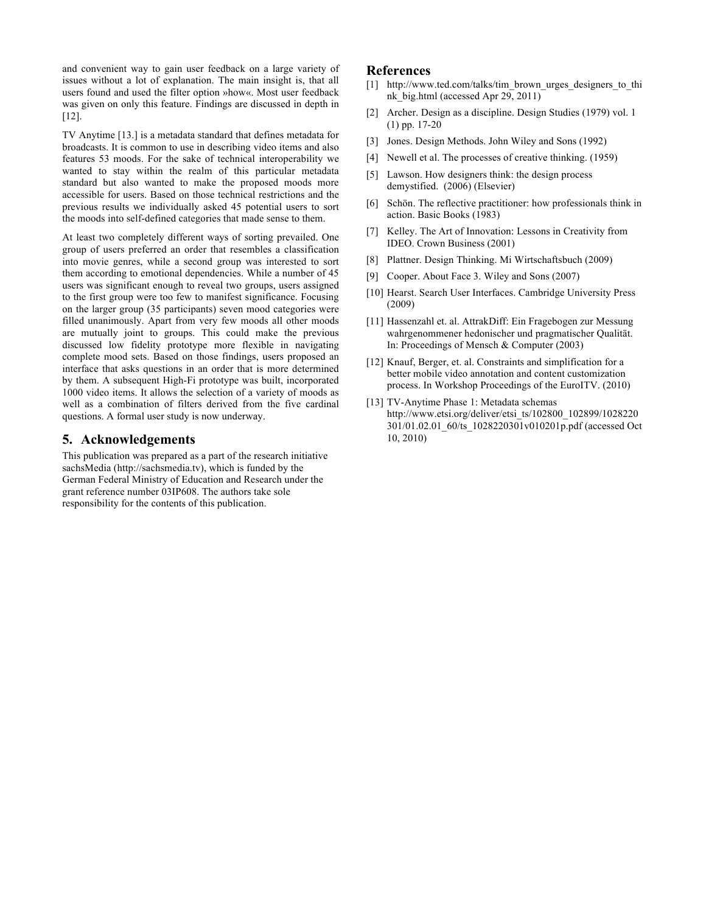and convenient way to gain user feedback on a large variety of issues without a lot of explanation. The main insight is, that all users found and used the filter option »how«. Most user feedback was given on only this feature. Findings are discussed in depth in [12].

TV Anytime [13.] is a metadata standard that defines metadata for broadcasts. It is common to use in describing video items and also features 53 moods. For the sake of technical interoperability we wanted to stay within the realm of this particular metadata standard but also wanted to make the proposed moods more accessible for users. Based on those technical restrictions and the previous results we individually asked 45 potential users to sort the moods into self-defined categories that made sense to them.

At least two completely different ways of sorting prevailed. One group of users preferred an order that resembles a classification into movie genres, while a second group was interested to sort them according to emotional dependencies. While a number of 45 users was significant enough to reveal two groups, users assigned to the first group were too few to manifest significance. Focusing on the larger group (35 participants) seven mood categories were filled unanimously. Apart from very few moods all other moods are mutually joint to groups. This could make the previous discussed low fidelity prototype more flexible in navigating complete mood sets. Based on those findings, users proposed an interface that asks questions in an order that is more determined by them. A subsequent High-Fi prototype was built, incorporated 1000 video items. It allows the selection of a variety of moods as well as a combination of filters derived from the five cardinal questions. A formal user study is now underway.

## 5. Acknowledgements

This publication was prepared as a part of the research initiative sachsMedia (http://sachsmedia.tv), which is funded by the German Federal Ministry of Education and Research under the grant reference number 03IP608. The authors take sole responsibility for the contents of this publication.

## References

[1] http://www.ted.com/talks/tim_brown_urges_designers_to_think_big.html (accessed Apr 29, 2011)

[2] Archer. Design as a discipline. Design Studies (1979) vol. 1 (1) pp. 17-20

[3] Jones. Design Methods. John Wiley and Sons (1992)

[4] Newell et al. The processes of creative thinking. (1959)

[5] Lawson. How designers think: the design process demystified. (2006) (Elsevier)

[6] Schön. The reflective practitioner: how professionals think in action. Basic Books (1983)

[7] Kelley. The Art of Innovation: Lessons in Creativity from IDEO. Crown Business (2001)

[8] Plattner. Design Thinking. Mi Wirtschaftsbuch (2009)

[9] Cooper. About Face 3. Wiley and Sons (2007)

[10] Hearst. Search User Interfaces. Cambridge University Press (2009)

[11] Hassenzahl et. al. AttrakDiff: Ein Fragebogen zur Messung wahrgenommener hedonischer und pragmatischer Qualität. In: Proceedings of Mensch & Computer (2003)

[12] Knauf, Berger, et. al. Constraints and simplification for a better mobile video annotation and content customization process. In Workshop Proceedings of the EuroITV. (2010)

[13] TV-Anytime Phase 1: Metadata schemas http://www.etsi.org/deliver/etsi_ts/102800_102899/1028220301/01.02.01_60/ts_1028220301v010201p.pdf (accessed Oct 10, 2010)